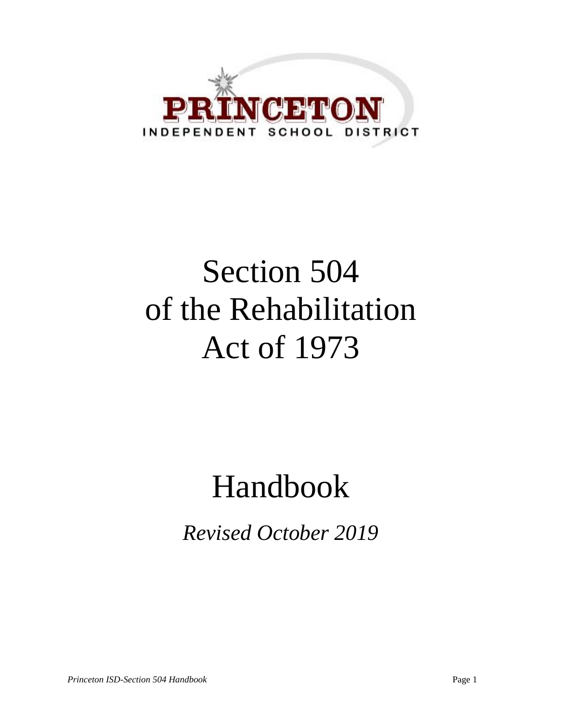PRINCETON

INDEPENDENT SCHOOL DISTRICT

# Section 504
# of the Rehabilitation
# Act of 1973

# Handbook

*Revised October 2019*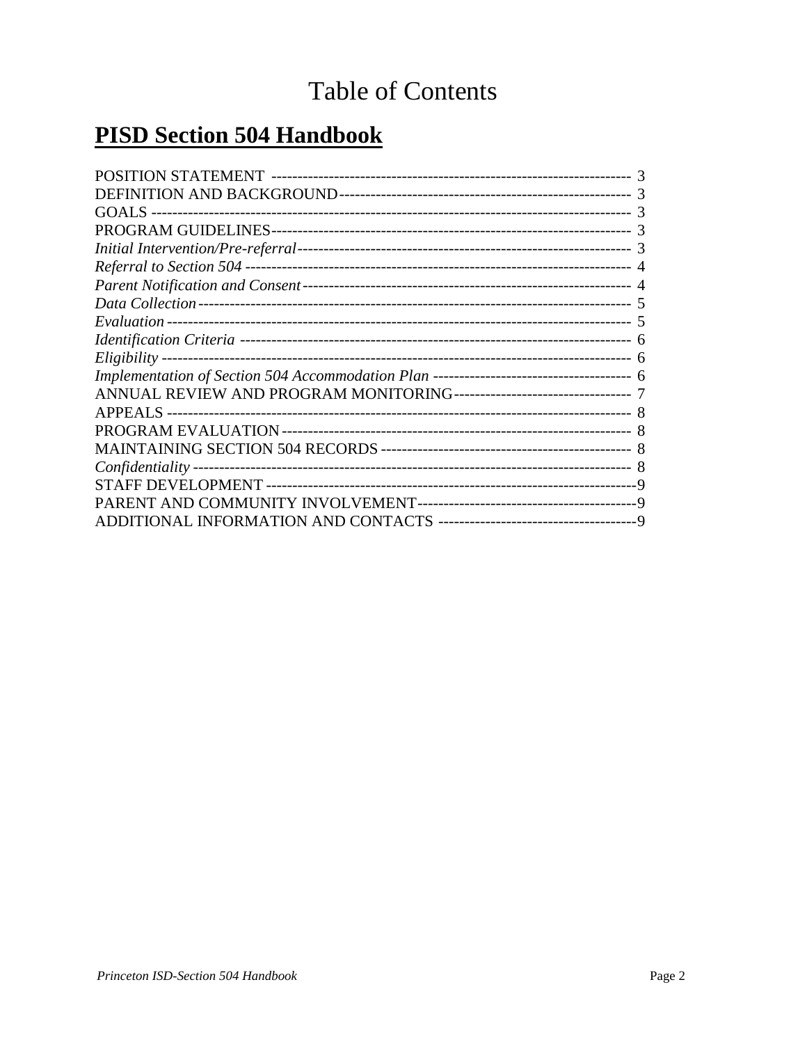# Table of Contents

## **PISD Section 504 Handbook**

POSITION STATEMENT ---------------------------------------------------------------------- 3
DEFINITION AND BACKGROUND-------------------------------------------------------- 3
GOALS ---------------------------------------------------------------------------------------- 3
PROGRAM GUIDELINES-------------------------------------------------------------------- 3
*Initial Intervention/Pre-referral*---------------------------------------------------------------- 3
*Referral to Section 504* -------------------------------------------------------------------------- 4
*Parent Notification and Consent*--------------------------------------------------------------- 4
*Data Collection*-------------------------------------------------------------------------------- 5
*Evaluation* ------------------------------------------------------------------------------------ 5
*Identification Criteria* --------------------------------------------------------------------------- 6
*Eligibility* -------------------------------------------------------------------------------------- 6
*Implementation of Section 504 Accommodation Plan* -------------------------------------- 6
ANNUAL REVIEW AND PROGRAM MONITORING---------------------------------- 7
APPEALS ------------------------------------------------------------------------------------- 8
PROGRAM EVALUATION------------------------------------------------------------------ 8
MAINTAINING SECTION 504 RECORDS ------------------------------------------------ 8
*Confidentiality* --------------------------------------------------------------------------------- 8
STAFF DEVELOPMENT ----------------------------------------------------------------------9
PARENT AND COMMUNITY INVOLVEMENT------------------------------------------9
ADDITIONAL INFORMATION AND CONTACTS --------------------------------------9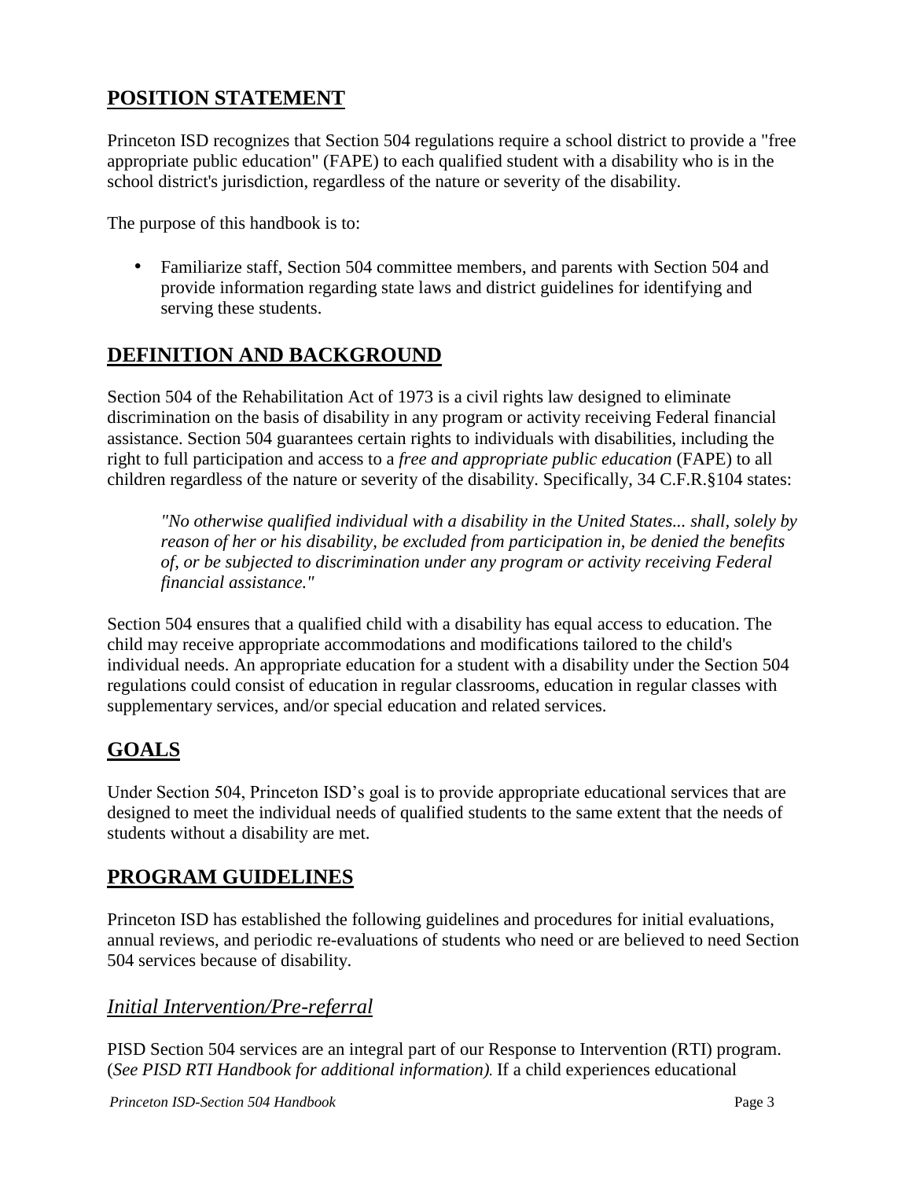## POSITION STATEMENT

Princeton ISD recognizes that Section 504 regulations require a school district to provide a "free appropriate public education" (FAPE) to each qualified student with a disability who is in the school district's jurisdiction, regardless of the nature or severity of the disability.

The purpose of this handbook is to:

- Familiarize staff, Section 504 committee members, and parents with Section 504 and provide information regarding state laws and district guidelines for identifying and serving these students.

## DEFINITION AND BACKGROUND

Section 504 of the Rehabilitation Act of 1973 is a civil rights law designed to eliminate discrimination on the basis of disability in any program or activity receiving Federal financial assistance. Section 504 guarantees certain rights to individuals with disabilities, including the right to full participation and access to a *free and appropriate public education* (FAPE) to all children regardless of the nature or severity of the disability. Specifically, 34 C.F.R.§104 states:

> *"No otherwise qualified individual with a disability in the United States... shall, solely by reason of her or his disability, be excluded from participation in, be denied the benefits of, or be subjected to discrimination under any program or activity receiving Federal financial assistance."*

Section 504 ensures that a qualified child with a disability has equal access to education. The child may receive appropriate accommodations and modifications tailored to the child's individual needs. An appropriate education for a student with a disability under the Section 504 regulations could consist of education in regular classrooms, education in regular classes with supplementary services, and/or special education and related services.

## GOALS

Under Section 504, Princeton ISD's goal is to provide appropriate educational services that are designed to meet the individual needs of qualified students to the same extent that the needs of students without a disability are met.

## PROGRAM GUIDELINES

Princeton ISD has established the following guidelines and procedures for initial evaluations, annual reviews, and periodic re-evaluations of students who need or are believed to need Section 504 services because of disability.

### *Initial Intervention/Pre-referral*

PISD Section 504 services are an integral part of our Response to Intervention (RTI) program. (*See PISD RTI Handbook for additional information)*. If a child experiences educational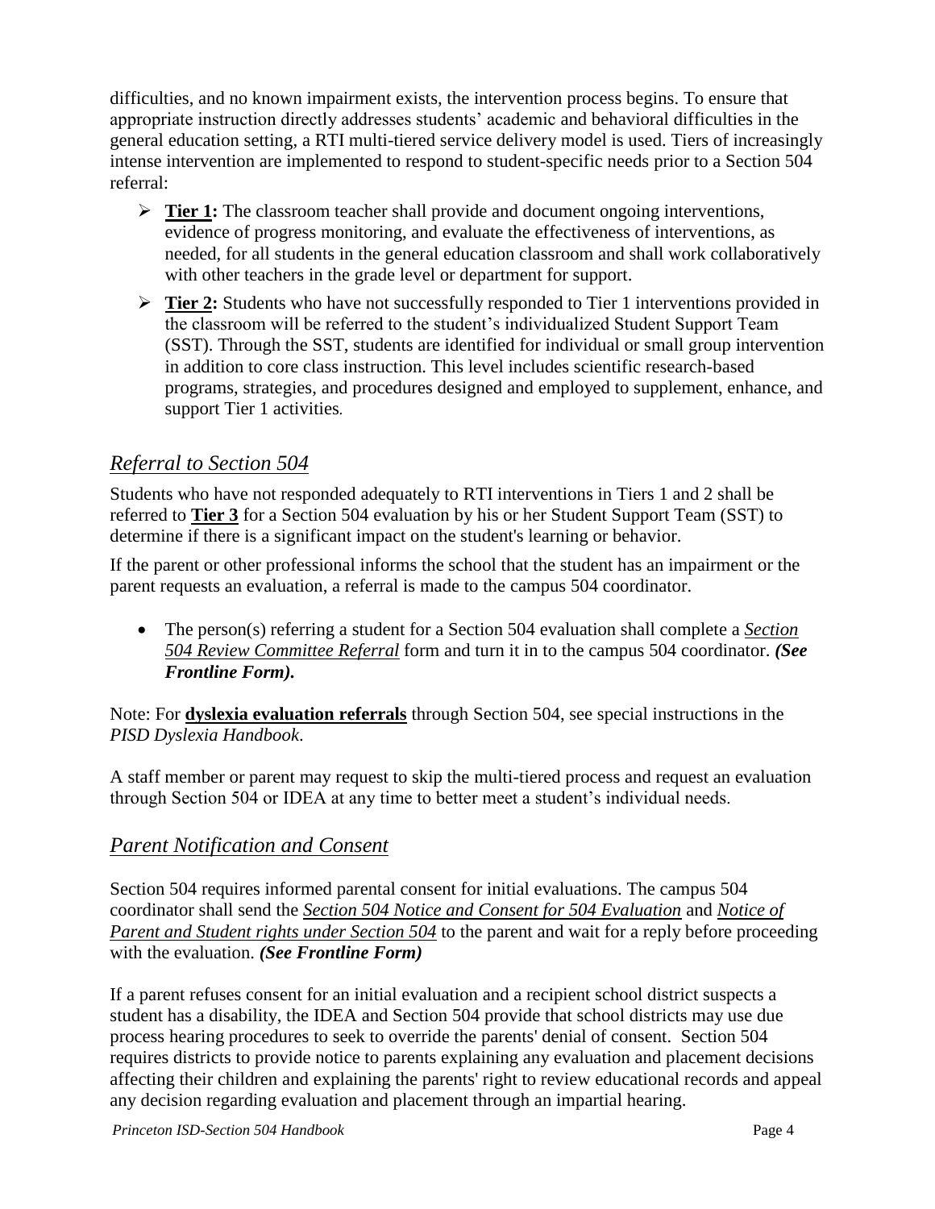difficulties, and no known impairment exists, the intervention process begins. To ensure that appropriate instruction directly addresses students' academic and behavioral difficulties in the general education setting, a RTI multi-tiered service delivery model is used. Tiers of increasingly intense intervention are implemented to respond to student-specific needs prior to a Section 504 referral:

- **Tier 1:** The classroom teacher shall provide and document ongoing interventions, evidence of progress monitoring, and evaluate the effectiveness of interventions, as needed, for all students in the general education classroom and shall work collaboratively with other teachers in the grade level or department for support.
- **Tier 2:** Students who have not successfully responded to Tier 1 interventions provided in the classroom will be referred to the student's individualized Student Support Team (SST). Through the SST, students are identified for individual or small group intervention in addition to core class instruction. This level includes scientific research-based programs, strategies, and procedures designed and employed to supplement, enhance, and support Tier 1 activities.

## *Referral to Section 504*

Students who have not responded adequately to RTI interventions in Tiers 1 and 2 shall be referred to **Tier 3** for a Section 504 evaluation by his or her Student Support Team (SST) to determine if there is a significant impact on the student's learning or behavior.

If the parent or other professional informs the school that the student has an impairment or the parent requests an evaluation, a referral is made to the campus 504 coordinator.

- The person(s) referring a student for a Section 504 evaluation shall complete a *Section 504 Review Committee Referral* form and turn it in to the campus 504 coordinator. ***(See Frontline Form).***

Note: For **dyslexia evaluation referrals** through Section 504, see special instructions in the *PISD Dyslexia Handbook*.

A staff member or parent may request to skip the multi-tiered process and request an evaluation through Section 504 or IDEA at any time to better meet a student's individual needs.

## *Parent Notification and Consent*

Section 504 requires informed parental consent for initial evaluations. The campus 504 coordinator shall send the *Section 504 Notice and Consent for 504 Evaluation* and *Notice of Parent and Student rights under Section 504* to the parent and wait for a reply before proceeding with the evaluation. ***(See Frontline Form)***

If a parent refuses consent for an initial evaluation and a recipient school district suspects a student has a disability, the IDEA and Section 504 provide that school districts may use due process hearing procedures to seek to override the parents' denial of consent. Section 504 requires districts to provide notice to parents explaining any evaluation and placement decisions affecting their children and explaining the parents' right to review educational records and appeal any decision regarding evaluation and placement through an impartial hearing.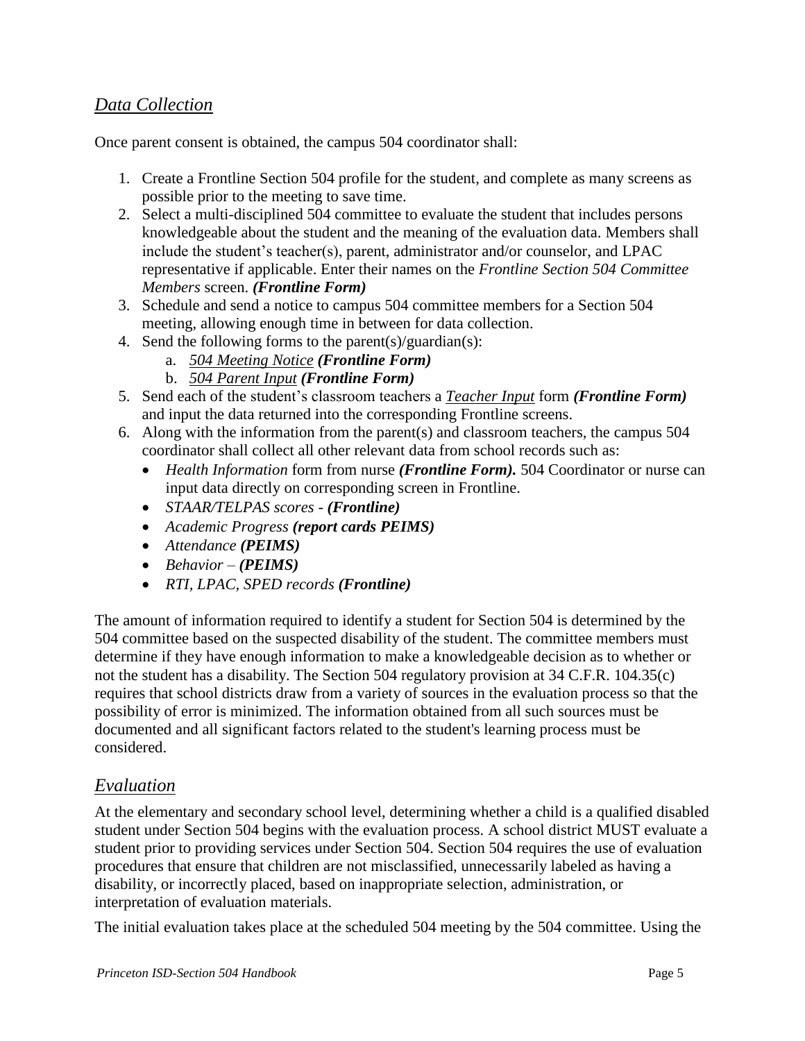## *Data Collection*

Once parent consent is obtained, the campus 504 coordinator shall:

1. Create a Frontline Section 504 profile for the student, and complete as many screens as possible prior to the meeting to save time.
2. Select a multi-disciplined 504 committee to evaluate the student that includes persons knowledgeable about the student and the meaning of the evaluation data. Members shall include the student's teacher(s), parent, administrator and/or counselor, and LPAC representative if applicable. Enter their names on the *Frontline Section 504 Committee Members* screen. ***(Frontline Form)***
3. Schedule and send a notice to campus 504 committee members for a Section 504 meeting, allowing enough time in between for data collection.
4. Send the following forms to the parent(s)/guardian(s):
    a. *504 Meeting Notice* ***(Frontline Form)***
    b. *504 Parent Input* ***(Frontline Form)***
5. Send each of the student's classroom teachers a *Teacher Input* form ***(Frontline Form)*** and input the data returned into the corresponding Frontline screens.
6. Along with the information from the parent(s) and classroom teachers, the campus 504 coordinator shall collect all other relevant data from school records such as:
    - *Health Information* form from nurse ***(Frontline Form).*** 504 Coordinator or nurse can input data directly on corresponding screen in Frontline.
    - *STAAR/TELPAS scores - **(Frontline)***
    - *Academic Progress **(report cards PEIMS)***
    - *Attendance **(PEIMS)***
    - *Behavior – **(PEIMS)***
    - *RTI, LPAC, SPED records **(Frontline)***

The amount of information required to identify a student for Section 504 is determined by the 504 committee based on the suspected disability of the student. The committee members must determine if they have enough information to make a knowledgeable decision as to whether or not the student has a disability. The Section 504 regulatory provision at 34 C.F.R. 104.35(c) requires that school districts draw from a variety of sources in the evaluation process so that the possibility of error is minimized. The information obtained from all such sources must be documented and all significant factors related to the student's learning process must be considered.

## *Evaluation*

At the elementary and secondary school level, determining whether a child is a qualified disabled student under Section 504 begins with the evaluation process. A school district MUST evaluate a student prior to providing services under Section 504. Section 504 requires the use of evaluation procedures that ensure that children are not misclassified, unnecessarily labeled as having a disability, or incorrectly placed, based on inappropriate selection, administration, or interpretation of evaluation materials.

The initial evaluation takes place at the scheduled 504 meeting by the 504 committee. Using the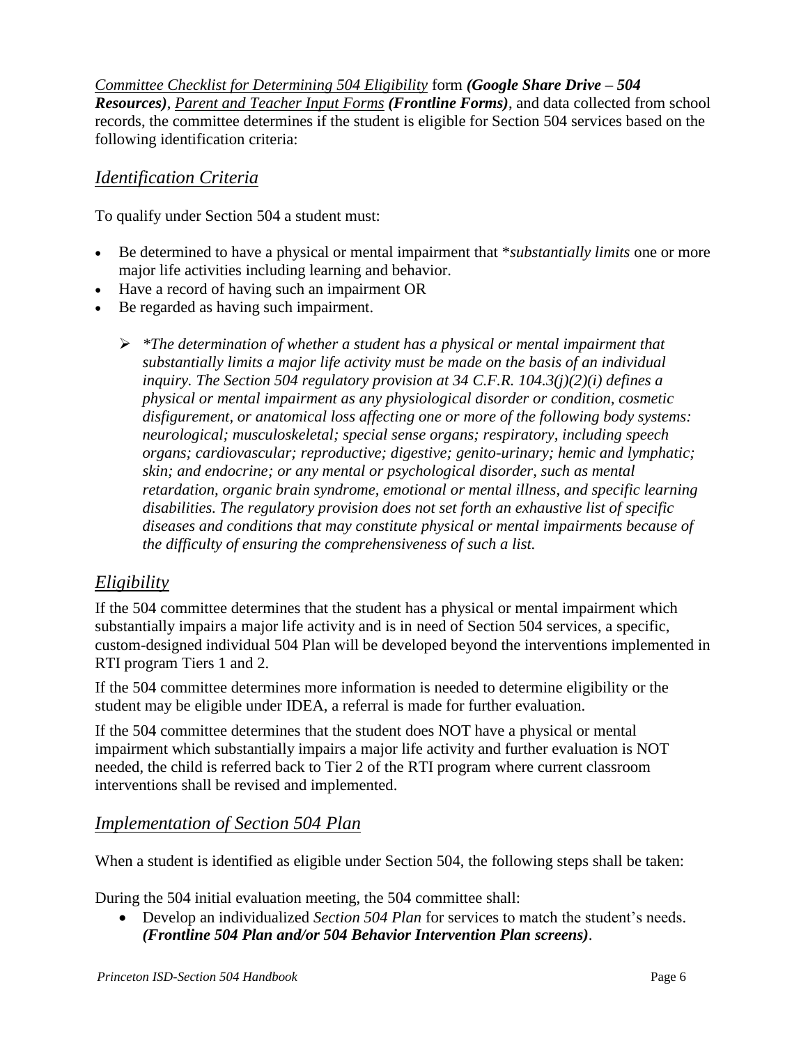*Committee Checklist for Determining 504 Eligibility* form ***(Google Share Drive – 504 Resources)***, *Parent and Teacher Input Forms* ***(Frontline Forms)***, and data collected from school records, the committee determines if the student is eligible for Section 504 services based on the following identification criteria:

## *Identification Criteria*

To qualify under Section 504 a student must:

- Be determined to have a physical or mental impairment that **substantially limits* one or more major life activities including learning and behavior.
- Have a record of having such an impairment OR
- Be regarded as having such impairment.

  - *\*The determination of whether a student has a physical or mental impairment that substantially limits a major life activity must be made on the basis of an individual inquiry. The Section 504 regulatory provision at 34 C.F.R. 104.3(j)(2)(i) defines a physical or mental impairment as any physiological disorder or condition, cosmetic disfigurement, or anatomical loss affecting one or more of the following body systems: neurological; musculoskeletal; special sense organs; respiratory, including speech organs; cardiovascular; reproductive; digestive; genito-urinary; hemic and lymphatic; skin; and endocrine; or any mental or psychological disorder, such as mental retardation, organic brain syndrome, emotional or mental illness, and specific learning disabilities. The regulatory provision does not set forth an exhaustive list of specific diseases and conditions that may constitute physical or mental impairments because of the difficulty of ensuring the comprehensiveness of such a list.*

## *Eligibility*

If the 504 committee determines that the student has a physical or mental impairment which substantially impairs a major life activity and is in need of Section 504 services, a specific, custom-designed individual 504 Plan will be developed beyond the interventions implemented in RTI program Tiers 1 and 2.

If the 504 committee determines more information is needed to determine eligibility or the student may be eligible under IDEA, a referral is made for further evaluation.

If the 504 committee determines that the student does NOT have a physical or mental impairment which substantially impairs a major life activity and further evaluation is NOT needed, the child is referred back to Tier 2 of the RTI program where current classroom interventions shall be revised and implemented.

## *Implementation of Section 504 Plan*

When a student is identified as eligible under Section 504, the following steps shall be taken:

During the 504 initial evaluation meeting, the 504 committee shall:

- Develop an individualized *Section 504 Plan* for services to match the student's needs. ***(Frontline 504 Plan and/or 504 Behavior Intervention Plan screens)***.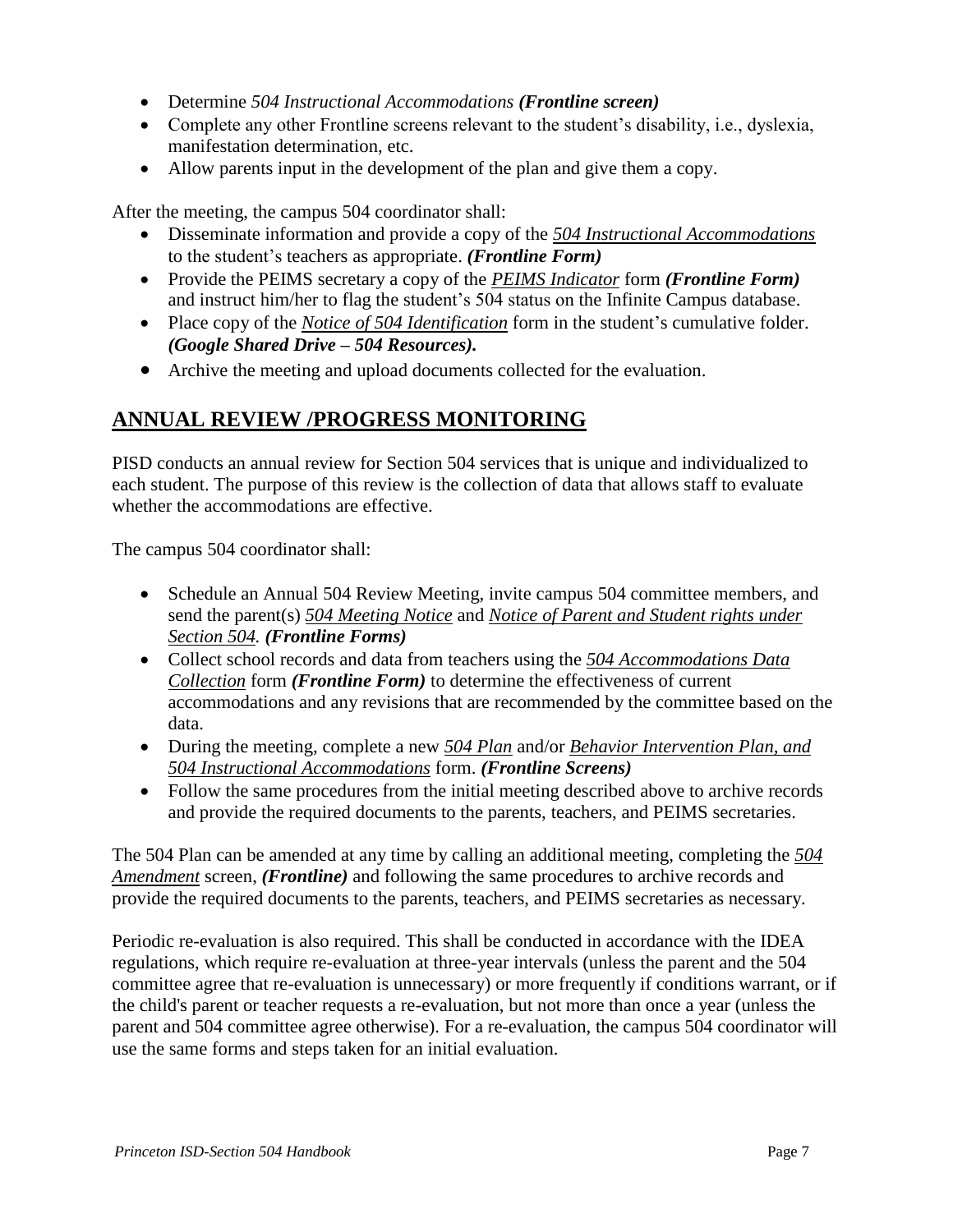- Determine *504 Instructional Accommodations* ***(Frontline screen)***
- Complete any other Frontline screens relevant to the student's disability, i.e., dyslexia, manifestation determination, etc.
- Allow parents input in the development of the plan and give them a copy.

After the meeting, the campus 504 coordinator shall:

- Disseminate information and provide a copy of the *504 Instructional Accommodations* to the student's teachers as appropriate. ***(Frontline Form)***
- Provide the PEIMS secretary a copy of the *PEIMS Indicator* form ***(Frontline Form)*** and instruct him/her to flag the student's 504 status on the Infinite Campus database.
- Place copy of the *Notice of 504 Identification* form in the student's cumulative folder. ***(Google Shared Drive – 504 Resources).***
- Archive the meeting and upload documents collected for the evaluation.

## ANNUAL REVIEW /PROGRESS MONITORING

PISD conducts an annual review for Section 504 services that is unique and individualized to each student. The purpose of this review is the collection of data that allows staff to evaluate whether the accommodations are effective.

The campus 504 coordinator shall:

- Schedule an Annual 504 Review Meeting, invite campus 504 committee members, and send the parent(s) *504 Meeting Notice* and *Notice of Parent and Student rights under Section 504.* ***(Frontline Forms)***
- Collect school records and data from teachers using the *504 Accommodations Data Collection* form ***(Frontline Form)*** to determine the effectiveness of current accommodations and any revisions that are recommended by the committee based on the data.
- During the meeting, complete a new *504 Plan* and/or *Behavior Intervention Plan, and 504 Instructional Accommodations* form. ***(Frontline Screens)***
- Follow the same procedures from the initial meeting described above to archive records and provide the required documents to the parents, teachers, and PEIMS secretaries.

The 504 Plan can be amended at any time by calling an additional meeting, completing the *504 Amendment* screen, ***(Frontline)*** and following the same procedures to archive records and provide the required documents to the parents, teachers, and PEIMS secretaries as necessary.

Periodic re-evaluation is also required. This shall be conducted in accordance with the IDEA regulations, which require re-evaluation at three-year intervals (unless the parent and the 504 committee agree that re-evaluation is unnecessary) or more frequently if conditions warrant, or if the child's parent or teacher requests a re-evaluation, but not more than once a year (unless the parent and 504 committee agree otherwise). For a re-evaluation, the campus 504 coordinator will use the same forms and steps taken for an initial evaluation.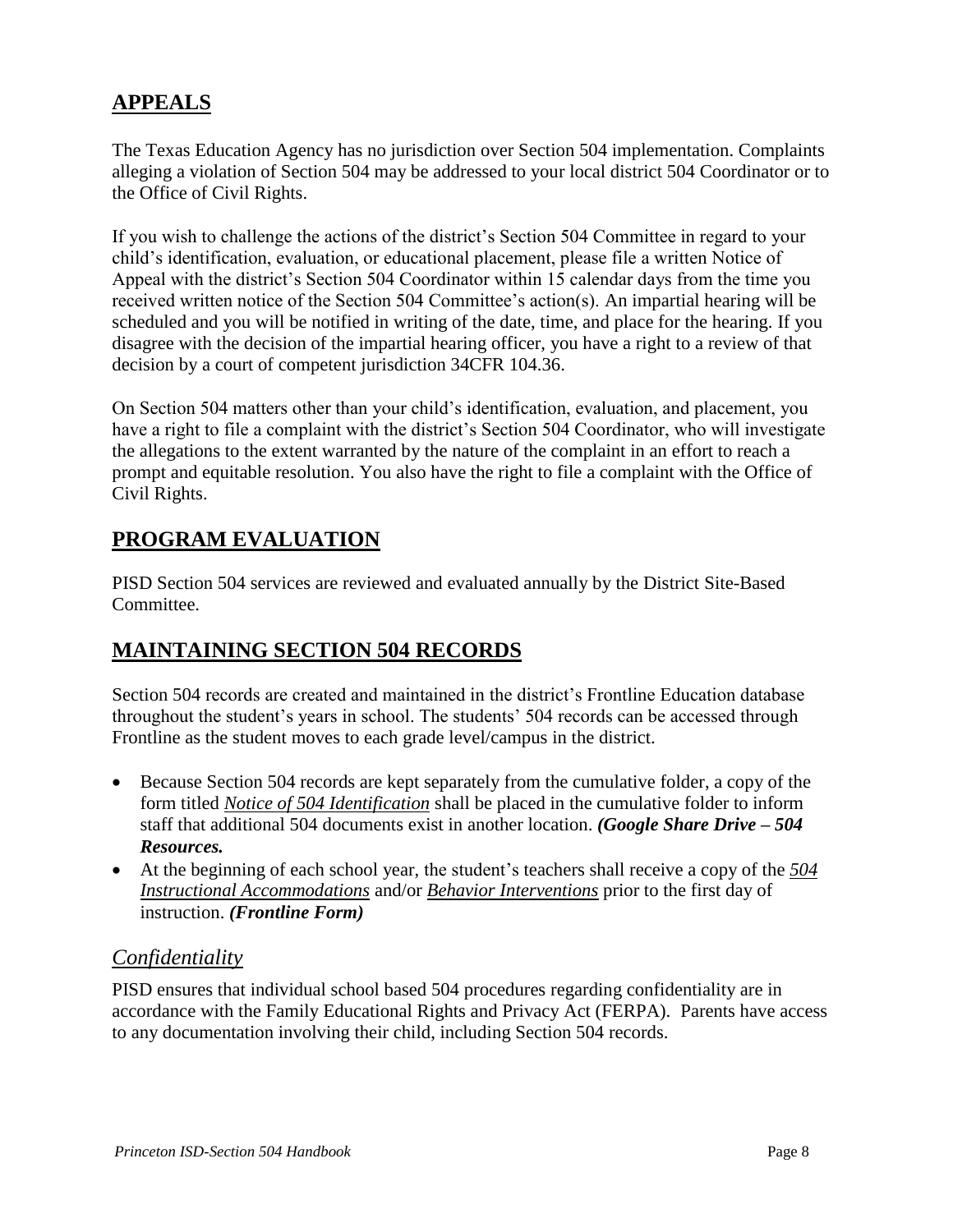## APPEALS

The Texas Education Agency has no jurisdiction over Section 504 implementation. Complaints alleging a violation of Section 504 may be addressed to your local district 504 Coordinator or to the Office of Civil Rights.

If you wish to challenge the actions of the district's Section 504 Committee in regard to your child's identification, evaluation, or educational placement, please file a written Notice of Appeal with the district's Section 504 Coordinator within 15 calendar days from the time you received written notice of the Section 504 Committee's action(s). An impartial hearing will be scheduled and you will be notified in writing of the date, time, and place for the hearing. If you disagree with the decision of the impartial hearing officer, you have a right to a review of that decision by a court of competent jurisdiction 34CFR 104.36.

On Section 504 matters other than your child's identification, evaluation, and placement, you have a right to file a complaint with the district's Section 504 Coordinator, who will investigate the allegations to the extent warranted by the nature of the complaint in an effort to reach a prompt and equitable resolution. You also have the right to file a complaint with the Office of Civil Rights.

## PROGRAM EVALUATION

PISD Section 504 services are reviewed and evaluated annually by the District Site-Based Committee.

## MAINTAINING SECTION 504 RECORDS

Section 504 records are created and maintained in the district's Frontline Education database throughout the student's years in school. The students' 504 records can be accessed through Frontline as the student moves to each grade level/campus in the district.

- Because Section 504 records are kept separately from the cumulative folder, a copy of the form titled *Notice of 504 Identification* shall be placed in the cumulative folder to inform staff that additional 504 documents exist in another location. ***(Google Share Drive – 504 Resources.***
- At the beginning of each school year, the student's teachers shall receive a copy of the *504 Instructional Accommodations* and/or *Behavior Interventions* prior to the first day of instruction. ***(Frontline Form)***

### *Confidentiality*

PISD ensures that individual school based 504 procedures regarding confidentiality are in accordance with the Family Educational Rights and Privacy Act (FERPA). Parents have access to any documentation involving their child, including Section 504 records.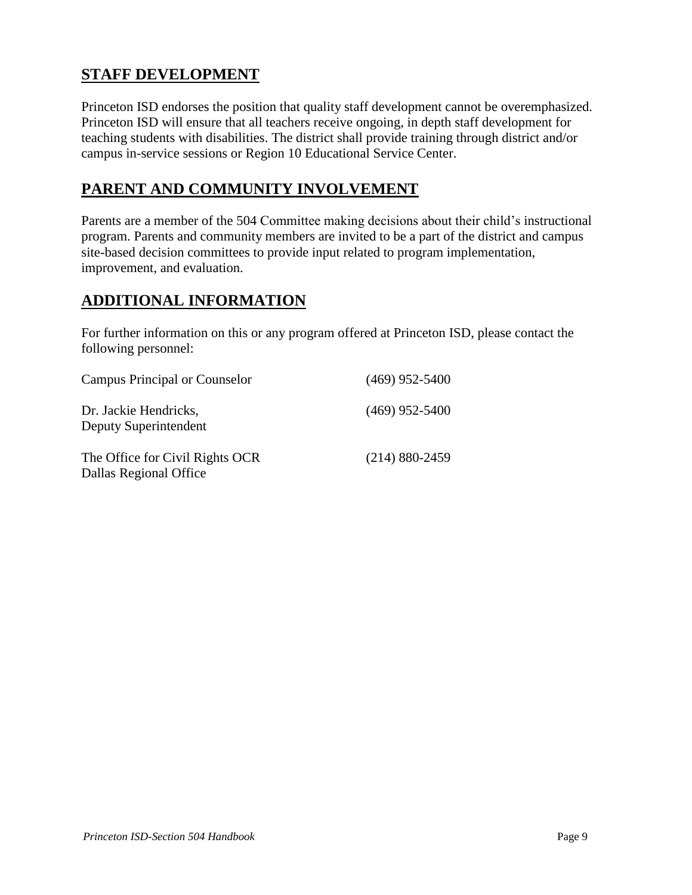## STAFF DEVELOPMENT

Princeton ISD endorses the position that quality staff development cannot be overemphasized. Princeton ISD will ensure that all teachers receive ongoing, in depth staff development for teaching students with disabilities. The district shall provide training through district and/or campus in-service sessions or Region 10 Educational Service Center.

## PARENT AND COMMUNITY INVOLVEMENT

Parents are a member of the 504 Committee making decisions about their child's instructional program. Parents and community members are invited to be a part of the district and campus site-based decision committees to provide input related to program implementation, improvement, and evaluation.

## ADDITIONAL INFORMATION

For further information on this or any program offered at Princeton ISD, please contact the following personnel:

| | |
|---|---|
| Campus Principal or Counselor | (469) 952-5400 |
| Dr. Jackie Hendricks, Deputy Superintendent | (469) 952-5400 |
| The Office for Civil Rights OCR Dallas Regional Office | (214) 880-2459 |